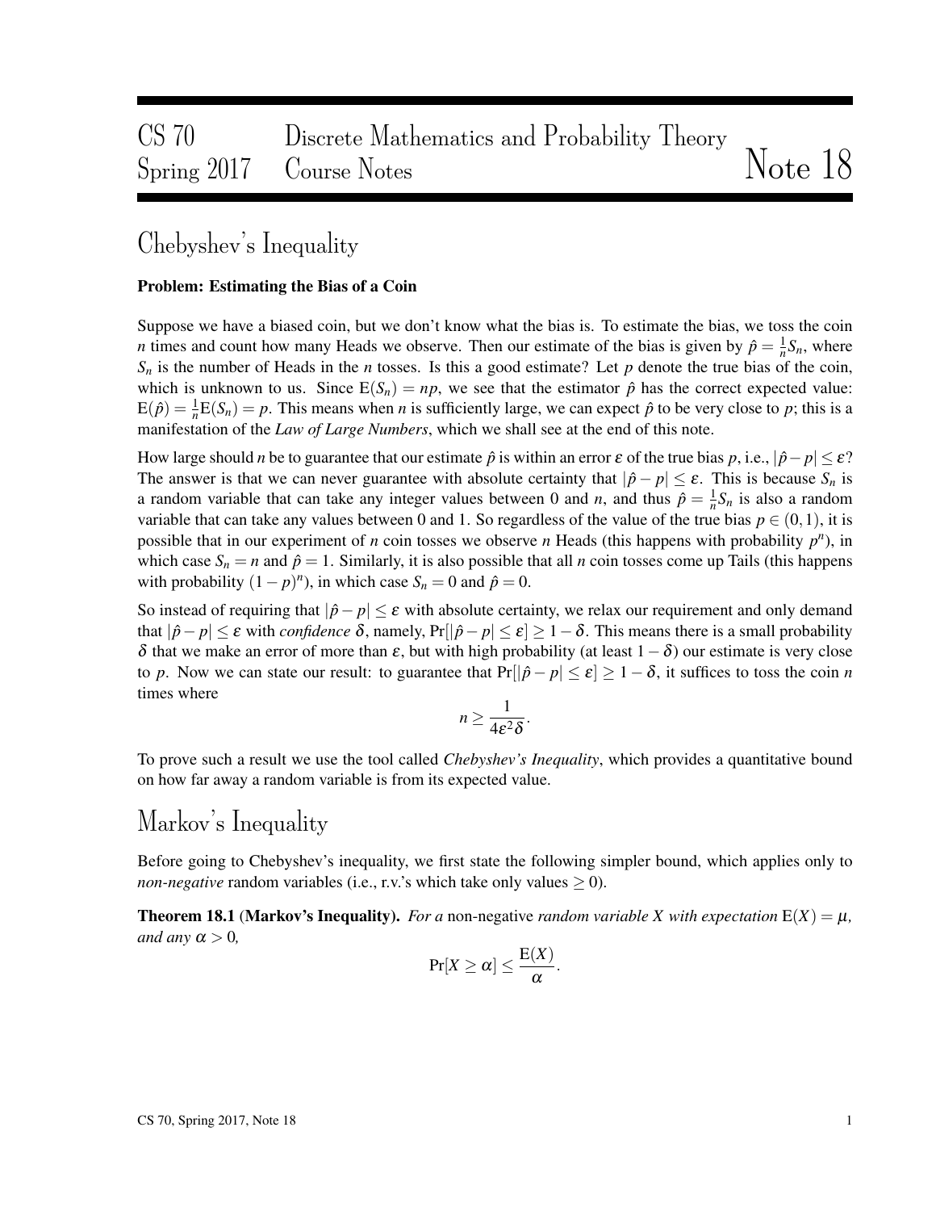# CS 70 Discrete Mathematics and Probability Theory
# Spring 2017 Course Notes — Note 18

## Chebyshev's Inequality

**Problem: Estimating the Bias of a Coin**

Suppose we have a biased coin, but we don't know what the bias is. To estimate the bias, we toss the coin $n$ times and count how many Heads we observe. Then our estimate of the bias is given by $\hat{p} = \frac{1}{n}S_n$, where $S_n$ is the number of Heads in the $n$ tosses. Is this a good estimate? Let $p$ denote the true bias of the coin, which is unknown to us. Since $\mathrm{E}(S_n) = np$, we see that the estimator $\hat{p}$ has the correct expected value: $\mathrm{E}(\hat{p}) = \frac{1}{n}\mathrm{E}(S_n) = p$. This means when $n$ is sufficiently large, we can expect $\hat{p}$ to be very close to $p$; this is a manifestation of the *Law of Large Numbers*, which we shall see at the end of this note.

How large should $n$ be to guarantee that our estimate $\hat{p}$ is within an error $\varepsilon$ of the true bias $p$, i.e., $|\hat{p} - p| \le \varepsilon$? The answer is that we can never guarantee with absolute certainty that $|\hat{p} - p| \le \varepsilon$. This is because $S_n$ is a random variable that can take any integer values between 0 and $n$, and thus $\hat{p} = \frac{1}{n}S_n$ is also a random variable that can take any values between 0 and 1. So regardless of the value of the true bias $p \in (0,1)$, it is possible that in our experiment of $n$ coin tosses we observe $n$ Heads (this happens with probability $p^n$), in which case $S_n = n$ and $\hat{p} = 1$. Similarly, it is also possible that all $n$ coin tosses come up Tails (this happens with probability $(1-p)^n$), in which case $S_n = 0$ and $\hat{p} = 0$.

So instead of requiring that $|\hat{p} - p| \le \varepsilon$ with absolute certainty, we relax our requirement and only demand that $|\hat{p} - p| \le \varepsilon$ with *confidence* $\delta$, namely, $\Pr[|\hat{p} - p| \le \varepsilon] \ge 1 - \delta$. This means there is a small probability $\delta$ that we make an error of more than $\varepsilon$, but with high probability (at least $1 - \delta$) our estimate is very close to $p$. Now we can state our result: to guarantee that $\Pr[|\hat{p} - p| \le \varepsilon] \ge 1 - \delta$, it suffices to toss the coin $n$ times where

$$n \ge \frac{1}{4\varepsilon^2\delta}.$$

To prove such a result we use the tool called *Chebyshev's Inequality*, which provides a quantitative bound on how far away a random variable is from its expected value.

## Markov's Inequality

Before going to Chebyshev's inequality, we first state the following simpler bound, which applies only to *non-negative* random variables (i.e., r.v.'s which take only values $\ge 0$).

**Theorem 18.1 (Markov's Inequality).** *For a* non-negative *random variable $X$ with expectation $\mathrm{E}(X) = \mu$, and any $\alpha > 0$,*

$$\Pr[X \ge \alpha] \le \frac{\mathrm{E}(X)}{\alpha}.$$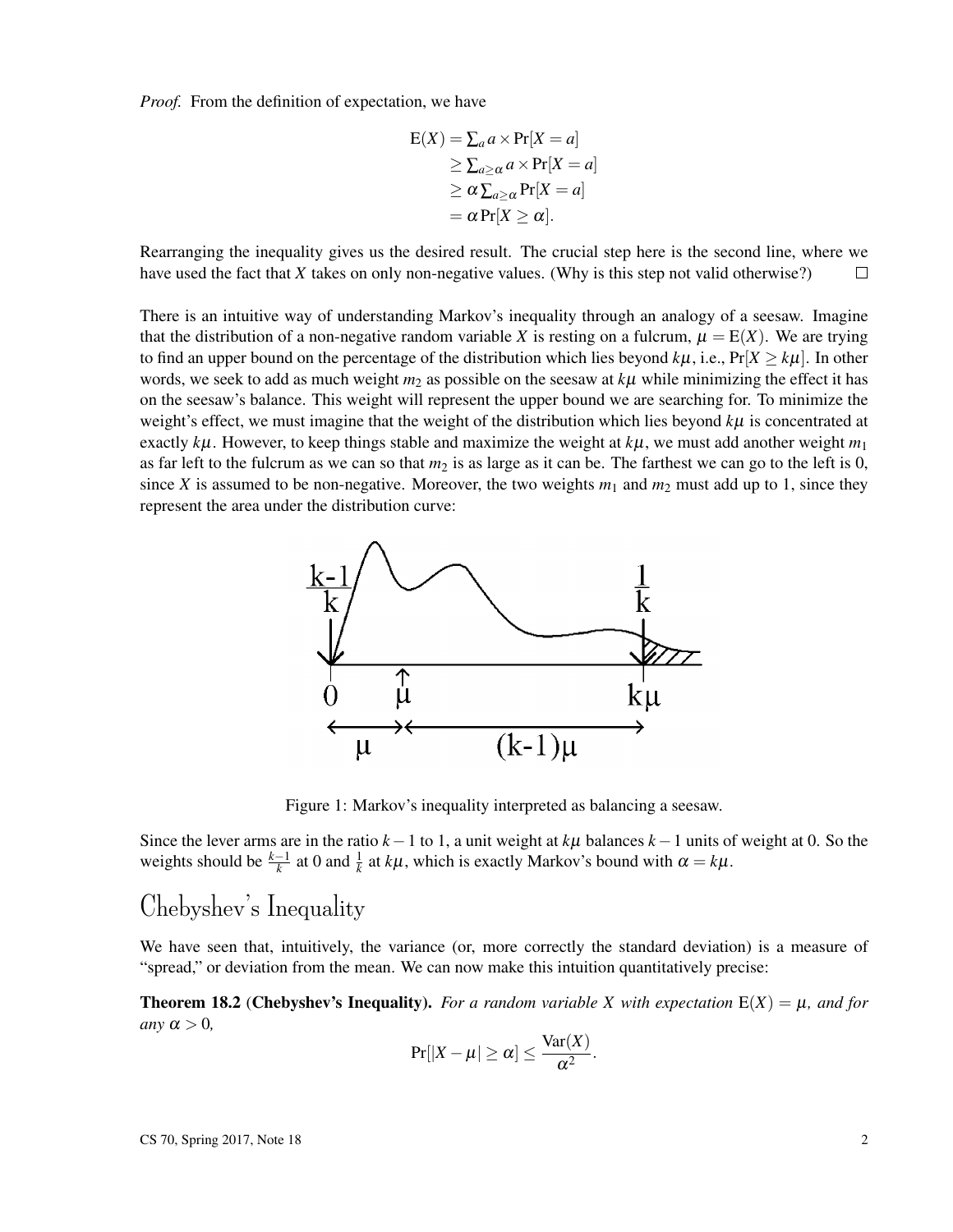*Proof.* From the definition of expectation, we have

$$
\begin{aligned}
\mathrm{E}(X) &= \textstyle\sum_a a \times \Pr[X = a] \\
&\geq \textstyle\sum_{a \geq \alpha} a \times \Pr[X = a] \\
&\geq \alpha \textstyle\sum_{a \geq \alpha} \Pr[X = a] \\
&= \alpha \Pr[X \geq \alpha].
\end{aligned}
$$

Rearranging the inequality gives us the desired result. The crucial step here is the second line, where we have used the fact that $X$ takes on only non-negative values. (Why is this step not valid otherwise?) □

There is an intuitive way of understanding Markov's inequality through an analogy of a seesaw. Imagine that the distribution of a non-negative random variable $X$ is resting on a fulcrum, $\mu = \mathrm{E}(X)$. We are trying to find an upper bound on the percentage of the distribution which lies beyond $k\mu$, i.e., $\Pr[X \geq k\mu]$. In other words, we seek to add as much weight $m_2$ as possible on the seesaw at $k\mu$ while minimizing the effect it has on the seesaw's balance. This weight will represent the upper bound we are searching for. To minimize the weight's effect, we must imagine that the weight of the distribution which lies beyond $k\mu$ is concentrated at exactly $k\mu$. However, to keep things stable and maximize the weight at $k\mu$, we must add another weight $m_1$ as far left to the fulcrum as we can so that $m_2$ is as large as it can be. The farthest we can go to the left is 0, since $X$ is assumed to be non-negative. Moreover, the two weights $m_1$ and $m_2$ must add up to 1, since they represent the area under the distribution curve:

Figure 1: Markov's inequality interpreted as balancing a seesaw.

Since the lever arms are in the ratio $k-1$ to 1, a unit weight at $k\mu$ balances $k-1$ units of weight at 0. So the weights should be $\frac{k-1}{k}$ at 0 and $\frac{1}{k}$ at $k\mu$, which is exactly Markov's bound with $\alpha = k\mu$.

## Chebyshev's Inequality

We have seen that, intuitively, the variance (or, more correctly the standard deviation) is a measure of "spread," or deviation from the mean. We can now make this intuition quantitatively precise:

**Theorem 18.2** (**Chebyshev's Inequality**). *For a random variable $X$ with expectation $\mathrm{E}(X) = \mu$, and for any $\alpha > 0$,*

$$
\Pr[|X - \mu| \geq \alpha] \leq \frac{\mathrm{Var}(X)}{\alpha^2}.
$$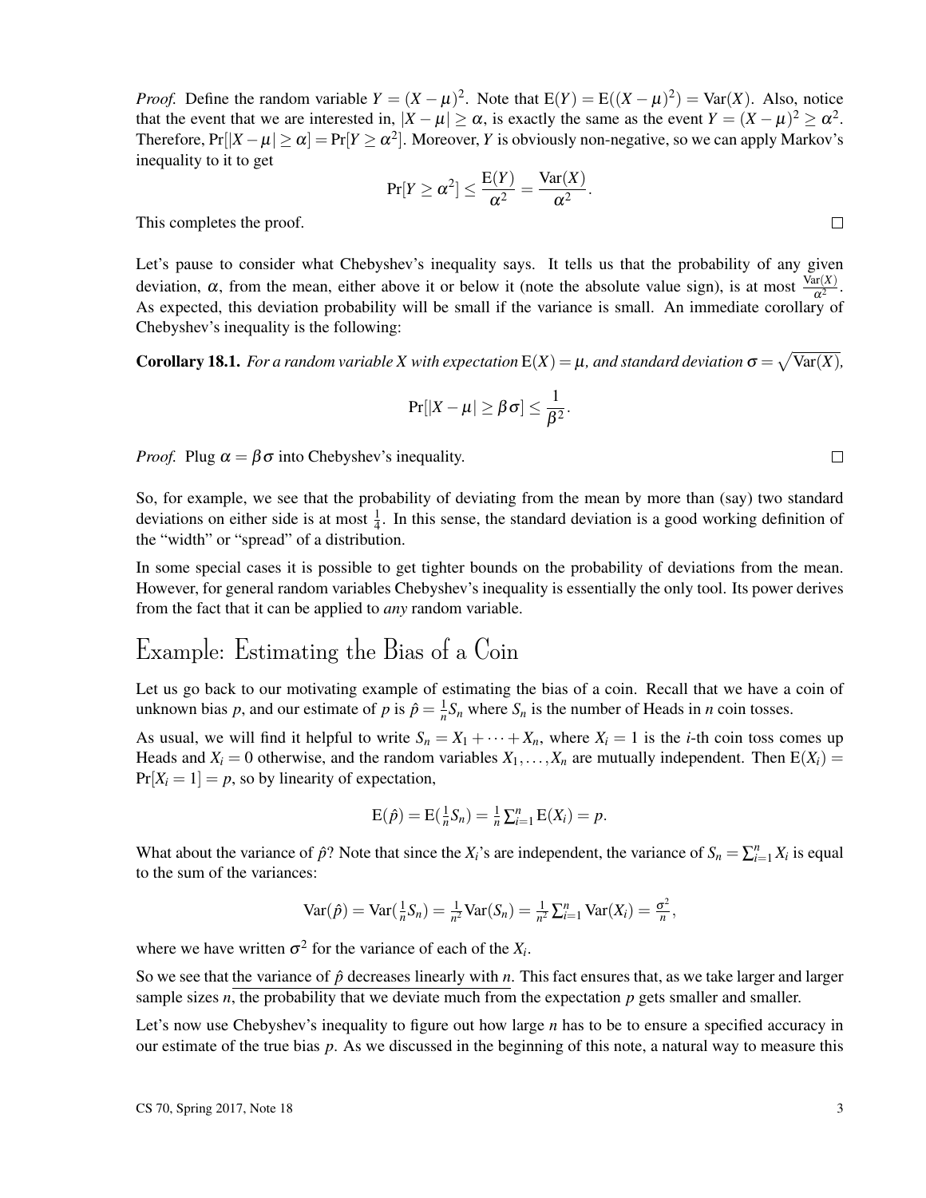*Proof.* Define the random variable $Y = (X - \mu)^2$. Note that $\mathrm{E}(Y) = \mathrm{E}((X-\mu)^2) = \mathrm{Var}(X)$. Also, notice that the event that we are interested in, $|X - \mu| \geq \alpha$, is exactly the same as the event $Y = (X-\mu)^2 \geq \alpha^2$. Therefore, $\Pr[|X - \mu| \geq \alpha] = \Pr[Y \geq \alpha^2]$. Moreover, $Y$ is obviously non-negative, so we can apply Markov's inequality to it to get

$$\Pr[Y \geq \alpha^2] \leq \frac{\mathrm{E}(Y)}{\alpha^2} = \frac{\mathrm{Var}(X)}{\alpha^2}.$$

This completes the proof. □

Let's pause to consider what Chebyshev's inequality says. It tells us that the probability of any given deviation, $\alpha$, from the mean, either above it or below it (note the absolute value sign), is at most $\frac{\mathrm{Var}(X)}{\alpha^2}$. As expected, this deviation probability will be small if the variance is small. An immediate corollary of Chebyshev's inequality is the following:

**Corollary 18.1.** *For a random variable X with expectation* $\mathrm{E}(X) = \mu$, *and standard deviation* $\sigma = \sqrt{\mathrm{Var}(X)}$,

$$\Pr[|X - \mu| \geq \beta\sigma] \leq \frac{1}{\beta^2}.$$

*Proof.* Plug $\alpha = \beta\sigma$ into Chebyshev's inequality. □

So, for example, we see that the probability of deviating from the mean by more than (say) two standard deviations on either side is at most $\frac{1}{4}$. In this sense, the standard deviation is a good working definition of the "width" or "spread" of a distribution.

In some special cases it is possible to get tighter bounds on the probability of deviations from the mean. However, for general random variables Chebyshev's inequality is essentially the only tool. Its power derives from the fact that it can be applied to *any* random variable.

# Example: Estimating the Bias of a Coin

Let us go back to our motivating example of estimating the bias of a coin. Recall that we have a coin of unknown bias $p$, and our estimate of $p$ is $\hat{p} = \frac{1}{n}S_n$ where $S_n$ is the number of Heads in $n$ coin tosses.

As usual, we will find it helpful to write $S_n = X_1 + \cdots + X_n$, where $X_i = 1$ is the $i$-th coin toss comes up Heads and $X_i = 0$ otherwise, and the random variables $X_1, \ldots, X_n$ are mutually independent. Then $\mathrm{E}(X_i) = \Pr[X_i = 1] = p$, so by linearity of expectation,

$$\mathrm{E}(\hat{p}) = \mathrm{E}(\tfrac{1}{n}S_n) = \tfrac{1}{n}\textstyle\sum_{i=1}^{n}\mathrm{E}(X_i) = p.$$

What about the variance of $\hat{p}$? Note that since the $X_i$'s are independent, the variance of $S_n = \sum_{i=1}^{n} X_i$ is equal to the sum of the variances:

$$\mathrm{Var}(\hat{p}) = \mathrm{Var}(\tfrac{1}{n}S_n) = \tfrac{1}{n^2}\mathrm{Var}(S_n) = \tfrac{1}{n^2}\textstyle\sum_{i=1}^{n}\mathrm{Var}(X_i) = \tfrac{\sigma^2}{n},$$

where we have written $\sigma^2$ for the variance of each of the $X_i$.

So we see that the variance of $\hat{p}$ decreases linearly with $n$. This fact ensures that, as we take larger and larger sample sizes $n$, the probability that we deviate much from the expectation $p$ gets smaller and smaller.

Let's now use Chebyshev's inequality to figure out how large $n$ has to be to ensure a specified accuracy in our estimate of the true bias $p$. As we discussed in the beginning of this note, a natural way to measure this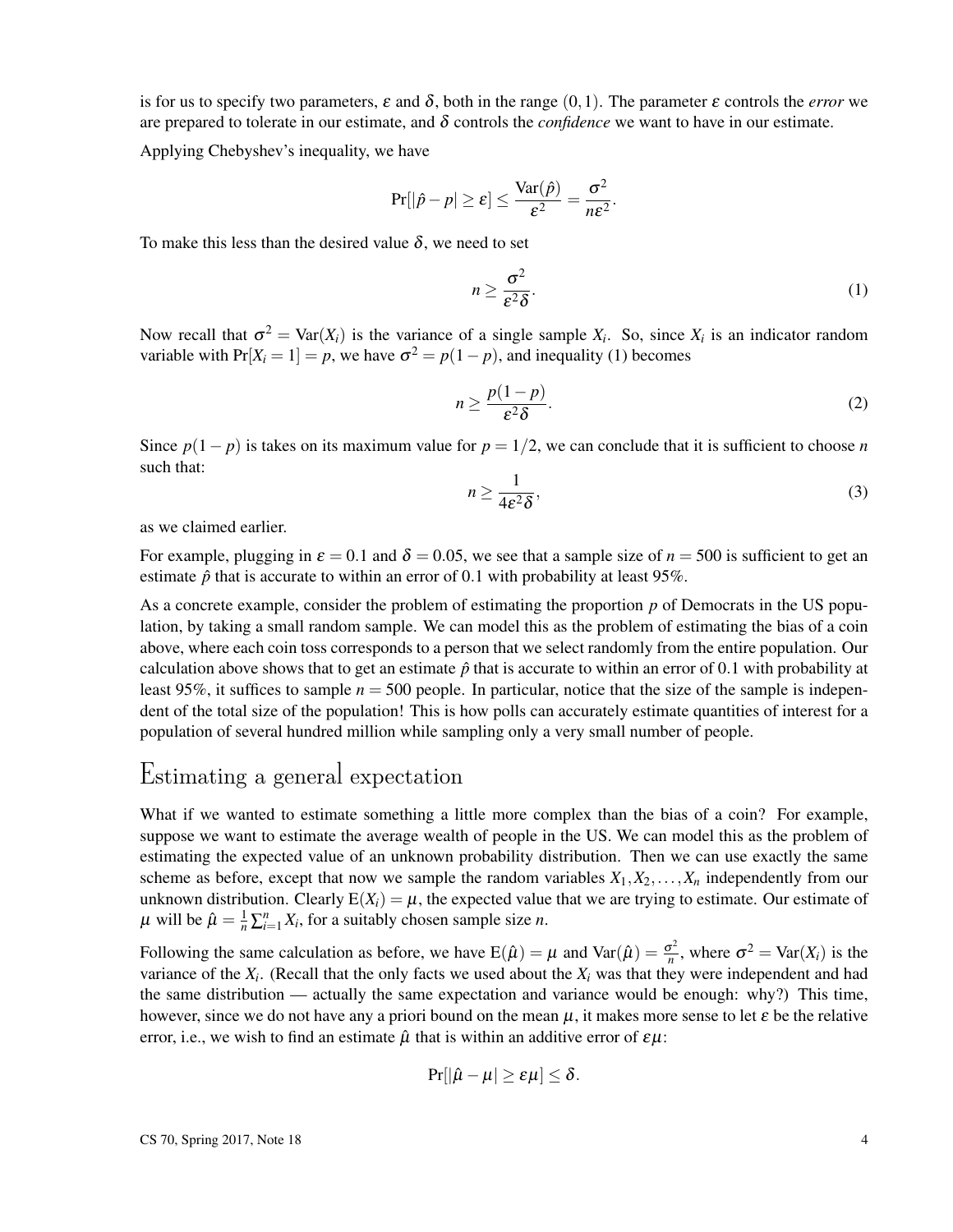is for us to specify two parameters, $\varepsilon$ and $\delta$, both in the range $(0,1)$. The parameter $\varepsilon$ controls the *error* we are prepared to tolerate in our estimate, and $\delta$ controls the *confidence* we want to have in our estimate.

Applying Chebyshev's inequality, we have

$$\Pr[|\hat{p} - p| \geq \varepsilon] \leq \frac{\mathrm{Var}(\hat{p})}{\varepsilon^2} = \frac{\sigma^2}{n\varepsilon^2}.$$

To make this less than the desired value $\delta$, we need to set

$$n \geq \frac{\sigma^2}{\varepsilon^2 \delta}. \tag{1}$$

Now recall that $\sigma^2 = \mathrm{Var}(X_i)$ is the variance of a single sample $X_i$. So, since $X_i$ is an indicator random variable with $\Pr[X_i = 1] = p$, we have $\sigma^2 = p(1-p)$, and inequality (1) becomes

$$n \geq \frac{p(1-p)}{\varepsilon^2 \delta}. \tag{2}$$

Since $p(1-p)$ is takes on its maximum value for $p = 1/2$, we can conclude that it is sufficient to choose $n$ such that:

$$n \geq \frac{1}{4\varepsilon^2 \delta}, \tag{3}$$

as we claimed earlier.

For example, plugging in $\varepsilon = 0.1$ and $\delta = 0.05$, we see that a sample size of $n = 500$ is sufficient to get an estimate $\hat{p}$ that is accurate to within an error of 0.1 with probability at least 95%.

As a concrete example, consider the problem of estimating the proportion $p$ of Democrats in the US population, by taking a small random sample. We can model this as the problem of estimating the bias of a coin above, where each coin toss corresponds to a person that we select randomly from the entire population. Our calculation above shows that to get an estimate $\hat{p}$ that is accurate to within an error of 0.1 with probability at least 95%, it suffices to sample $n = 500$ people. In particular, notice that the size of the sample is independent of the total size of the population! This is how polls can accurately estimate quantities of interest for a population of several hundred million while sampling only a very small number of people.

## Estimating a general expectation

What if we wanted to estimate something a little more complex than the bias of a coin? For example, suppose we want to estimate the average wealth of people in the US. We can model this as the problem of estimating the expected value of an unknown probability distribution. Then we can use exactly the same scheme as before, except that now we sample the random variables $X_1, X_2, \ldots, X_n$ independently from our unknown distribution. Clearly $\mathrm{E}(X_i) = \mu$, the expected value that we are trying to estimate. Our estimate of $\mu$ will be $\hat{\mu} = \frac{1}{n}\sum_{i=1}^{n} X_i$, for a suitably chosen sample size $n$.

Following the same calculation as before, we have $\mathrm{E}(\hat{\mu}) = \mu$ and $\mathrm{Var}(\hat{\mu}) = \frac{\sigma^2}{n}$, where $\sigma^2 = \mathrm{Var}(X_i)$ is the variance of the $X_i$. (Recall that the only facts we used about the $X_i$ was that they were independent and had the same distribution — actually the same expectation and variance would be enough: why?) This time, however, since we do not have any a priori bound on the mean $\mu$, it makes more sense to let $\varepsilon$ be the relative error, i.e., we wish to find an estimate $\hat{\mu}$ that is within an additive error of $\varepsilon\mu$:

$$\Pr[|\hat{\mu} - \mu| \geq \varepsilon\mu] \leq \delta.$$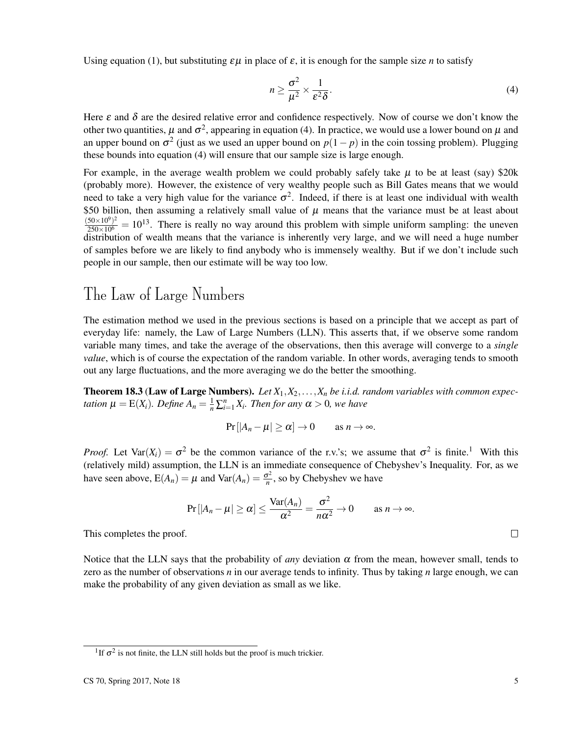Using equation (1), but substituting $\varepsilon\mu$ in place of $\varepsilon$, it is enough for the sample size $n$ to satisfy

$$n \geq \frac{\sigma^2}{\mu^2} \times \frac{1}{\varepsilon^2 \delta}. \tag{4}$$

Here $\varepsilon$ and $\delta$ are the desired relative error and confidence respectively. Now of course we don't know the other two quantities, $\mu$ and $\sigma^2$, appearing in equation (4). In practice, we would use a lower bound on $\mu$ and an upper bound on $\sigma^2$ (just as we used an upper bound on $p(1-p)$ in the coin tossing problem). Plugging these bounds into equation (4) will ensure that our sample size is large enough.

For example, in the average wealth problem we could probably safely take $\mu$ to be at least (say) \$20k (probably more). However, the existence of very wealthy people such as Bill Gates means that we would need to take a very high value for the variance $\sigma^2$. Indeed, if there is at least one individual with wealth \$50 billion, then assuming a relatively small value of $\mu$ means that the variance must be at least about $\frac{(50\times 10^9)^2}{250\times 10^6} = 10^{13}$. There is really no way around this problem with simple uniform sampling: the uneven distribution of wealth means that the variance is inherently very large, and we will need a huge number of samples before we are likely to find anybody who is immensely wealthy. But if we don't include such people in our sample, then our estimate will be way too low.

# The Law of Large Numbers

The estimation method we used in the previous sections is based on a principle that we accept as part of everyday life: namely, the Law of Large Numbers (LLN). This asserts that, if we observe some random variable many times, and take the average of the observations, then this average will converge to a *single value*, which is of course the expectation of the random variable. In other words, averaging tends to smooth out any large fluctuations, and the more averaging we do the better the smoothing.

**Theorem 18.3 (Law of Large Numbers).** *Let $X_1, X_2, \ldots, X_n$ be i.i.d. random variables with common expectation $\mu = \mathrm{E}(X_i)$. Define $A_n = \frac{1}{n}\sum_{i=1}^{n} X_i$. Then for any $\alpha > 0$, we have*

$$\Pr[|A_n - \mu| \geq \alpha] \to 0 \qquad \text{as } n \to \infty.$$

*Proof.* Let $\mathrm{Var}(X_i) = \sigma^2$ be the common variance of the r.v.'s; we assume that $\sigma^2$ is finite.[1] With this (relatively mild) assumption, the LLN is an immediate consequence of Chebyshev's Inequality. For, as we have seen above, $\mathrm{E}(A_n) = \mu$ and $\mathrm{Var}(A_n) = \frac{\sigma^2}{n}$, so by Chebyshev we have

$$\Pr[|A_n - \mu| \geq \alpha] \leq \frac{\mathrm{Var}(A_n)}{\alpha^2} = \frac{\sigma^2}{n\alpha^2} \to 0 \qquad \text{as } n \to \infty.$$

This completes the proof. ☐

Notice that the LLN says that the probability of *any* deviation $\alpha$ from the mean, however small, tends to zero as the number of observations $n$ in our average tends to infinity. Thus by taking $n$ large enough, we can make the probability of any given deviation as small as we like.

[1] If $\sigma^2$ is not finite, the LLN still holds but the proof is much trickier.